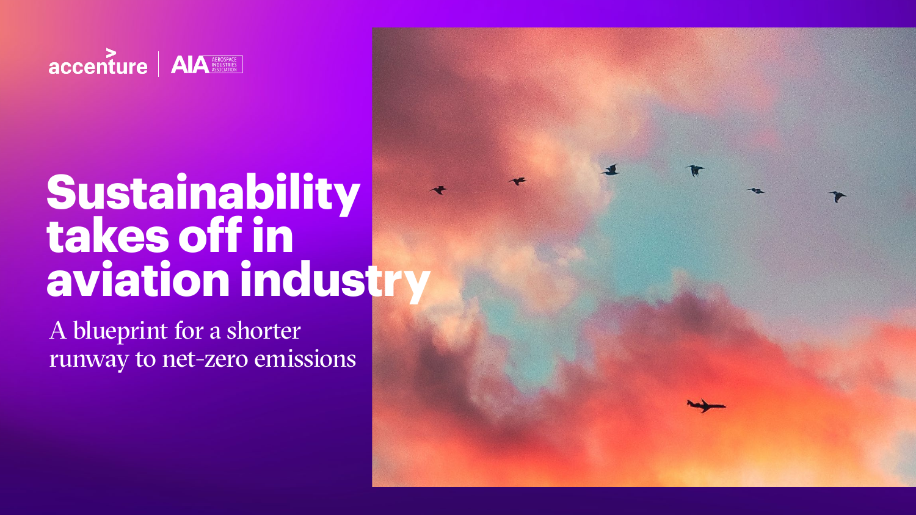accenture | AIA AEROSPACE INDUSTRIES ASSOCIATION

# Sustainability takes off in aviation industry

A blueprint for a shorter runway to net-zero emissions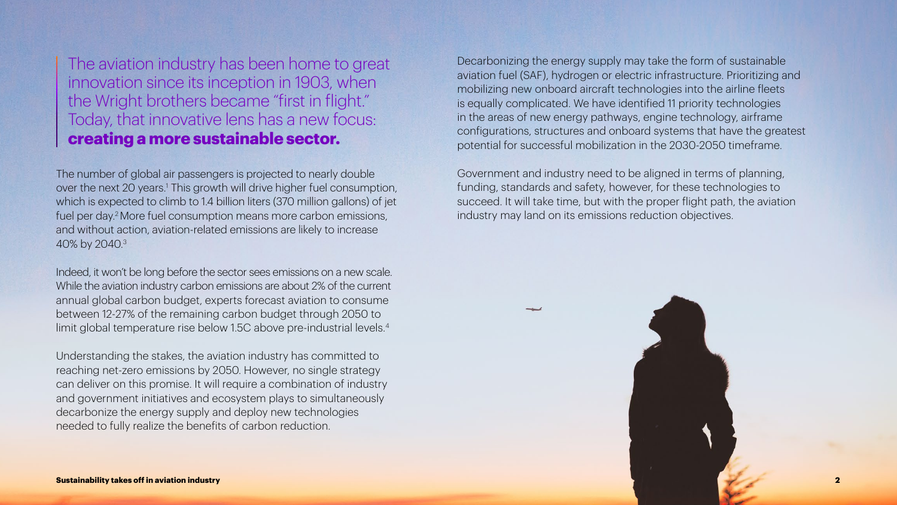The aviation industry has been home to great innovation since its inception in 1903, when the Wright brothers became "first in flight." Today, that innovative lens has a new focus: **creating a more sustainable sector.**

The number of global air passengers is projected to nearly double over the next 20 years.[1] This growth will drive higher fuel consumption, which is expected to climb to 1.4 billion liters (370 million gallons) of jet fuel per day.[2] More fuel consumption means more carbon emissions, and without action, aviation-related emissions are likely to increase 40% by 2040.[3]

Indeed, it won't be long before the sector sees emissions on a new scale. While the aviation industry carbon emissions are about 2% of the current annual global carbon budget, experts forecast aviation to consume between 12-27% of the remaining carbon budget through 2050 to limit global temperature rise below 1.5C above pre-industrial levels.[4]

Understanding the stakes, the aviation industry has committed to reaching net-zero emissions by 2050. However, no single strategy can deliver on this promise. It will require a combination of industry and government initiatives and ecosystem plays to simultaneously decarbonize the energy supply and deploy new technologies needed to fully realize the benefits of carbon reduction.

Decarbonizing the energy supply may take the form of sustainable aviation fuel (SAF), hydrogen or electric infrastructure. Prioritizing and mobilizing new onboard aircraft technologies into the airline fleets is equally complicated. We have identified 11 priority technologies in the areas of new energy pathways, engine technology, airframe configurations, structures and onboard systems that have the greatest potential for successful mobilization in the 2030-2050 timeframe.

Government and industry need to be aligned in terms of planning, funding, standards and safety, however, for these technologies to succeed. It will take time, but with the proper flight path, the aviation industry may land on its emissions reduction objectives.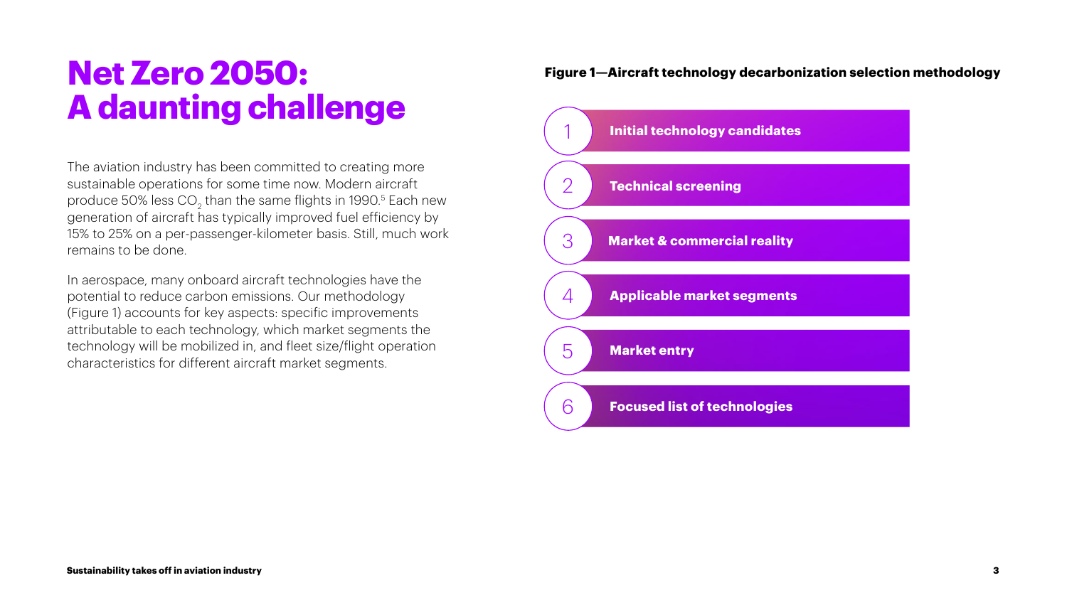# Net Zero 2050: A daunting challenge

The aviation industry has been committed to creating more sustainable operations for some time now. Modern aircraft produce 50% less $CO_2$ than the same flights in 1990.[5] Each new generation of aircraft has typically improved fuel efficiency by 15% to 25% on a per-passenger-kilometer basis. Still, much work remains to be done.

In aerospace, many onboard aircraft technologies have the potential to reduce carbon emissions. Our methodology (Figure 1) accounts for key aspects: specific improvements attributable to each technology, which market segments the technology will be mobilized in, and fleet size/flight operation characteristics for different aircraft market segments.

**Figure 1—Aircraft technology decarbonization selection methodology**

1. **Initial technology candidates**
2. **Technical screening**
3. **Market & commercial reality**
4. **Applicable market segments**
5. **Market entry**
6. **Focused list of technologies**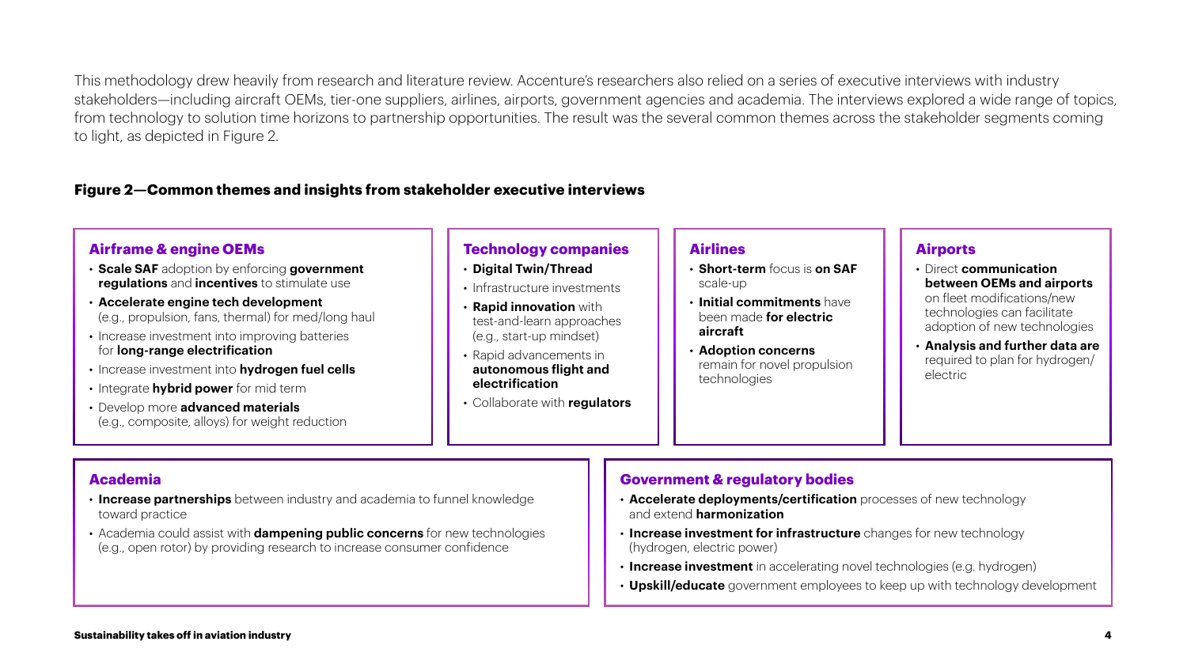This methodology drew heavily from research and literature review. Accenture's researchers also relied on a series of executive interviews with industry stakeholders—including aircraft OEMs, tier-one suppliers, airlines, airports, government agencies and academia. The interviews explored a wide range of topics, from technology to solution time horizons to partnership opportunities. The result was the several common themes across the stakeholder segments coming to light, as depicted in Figure 2.

**Figure 2—Common themes and insights from stakeholder executive interviews**

### Airframe & engine OEMs

- **Scale SAF** adoption by enforcing **government regulations** and **incentives** to stimulate use
- **Accelerate engine tech development** (e.g., propulsion, fans, thermal) for med/long haul
- Increase investment into improving batteries for **long-range electrification**
- Increase investment into **hydrogen fuel cells**
- Integrate **hybrid power** for mid term
- Develop more **advanced materials** (e.g., composite, alloys) for weight reduction

### Technology companies

- **Digital Twin/Thread**
- Infrastructure investments
- **Rapid innovation** with test-and-learn approaches (e.g., start-up mindset)
- Rapid advancements in **autonomous flight and electrification**
- Collaborate with **regulators**

### Airlines

- **Short-term** focus is **on SAF** scale-up
- **Initial commitments** have been made **for electric aircraft**
- **Adoption concerns** remain for novel propulsion technologies

### Airports

- Direct **communication between OEMs and airports** on fleet modifications/new technologies can facilitate adoption of new technologies
- **Analysis and further data are** required to plan for hydrogen/ electric

### Academia

- **Increase partnerships** between industry and academia to funnel knowledge toward practice
- Academia could assist with **dampening public concerns** for new technologies (e.g., open rotor) by providing research to increase consumer confidence

### Government & regulatory bodies

- **Accelerate deployments/certification** processes of new technology and extend **harmonization**
- **Increase investment for infrastructure** changes for new technology (hydrogen, electric power)
- **Increase investment** in accelerating novel technologies (e.g. hydrogen)
- **Upskill/educate** government employees to keep up with technology development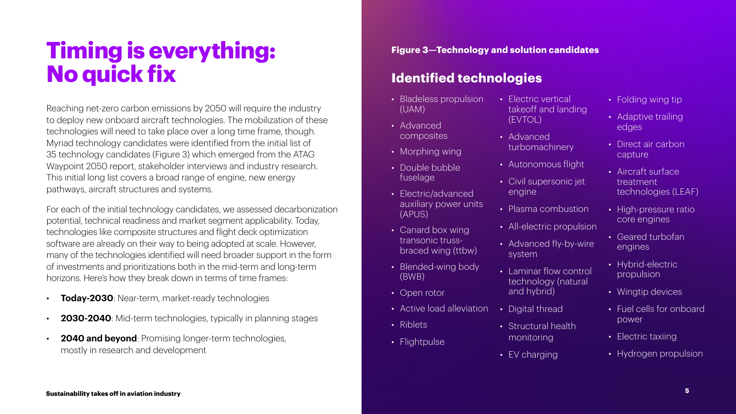# Timing is everything: No quick fix

Reaching net-zero carbon emissions by 2050 will require the industry to deploy new onboard aircraft technologies. The mobilization of these technologies will need to take place over a long time frame, though. Myriad technology candidates were identified from the initial list of 35 technology candidates (Figure 3) which emerged from the ATAG Waypoint 2050 report, stakeholder interviews and industry research. This initial long list covers a broad range of engine, new energy pathways, aircraft structures and systems.

For each of the initial technology candidates, we assessed decarbonization potential, technical readiness and market segment applicability. Today, technologies like composite structures and flight deck optimization software are already on their way to being adopted at scale. However, many of the technologies identified will need broader support in the form of investments and prioritizations both in the mid-term and long-term horizons. Here's how they break down in terms of time frames:

- **Today-2030**: Near-term, market-ready technologies
- **2030-2040**: Mid-term technologies, typically in planning stages
- **2040 and beyond**: Promising longer-term technologies, mostly in research and development

**Figure 3—Technology and solution candidates**

## Identified technologies

- Bladeless propulsion (UAM)
- Advanced composites
- Morphing wing
- Double bubble fuselage
- Electric/advanced auxiliary power units (APUS)
- Canard box wing transonic truss-braced wing (ttbw)
- Blended-wing body (BWB)
- Open rotor
- Active load alleviation
- Riblets
- Flightpulse
- Electric vertical takeoff and landing (EVTOL)
- Advanced turbomachinery
- Autonomous flight
- Civil supersonic jet engine
- Plasma combustion
- All-electric propulsion
- Advanced fly-by-wire system
- Laminar flow control technology (natural and hybrid)
- Digital thread
- Structural health monitoring
- EV charging
- Folding wing tip
- Adaptive trailing edges
- Direct air carbon capture
- Aircraft surface treatment technologies (LEAF)
- High-pressure ratio core engines
- Geared turbofan engines
- Hybrid-electric propulsion
- Wingtip devices
- Fuel cells for onboard power
- Electric taxiing
- Hydrogen propulsion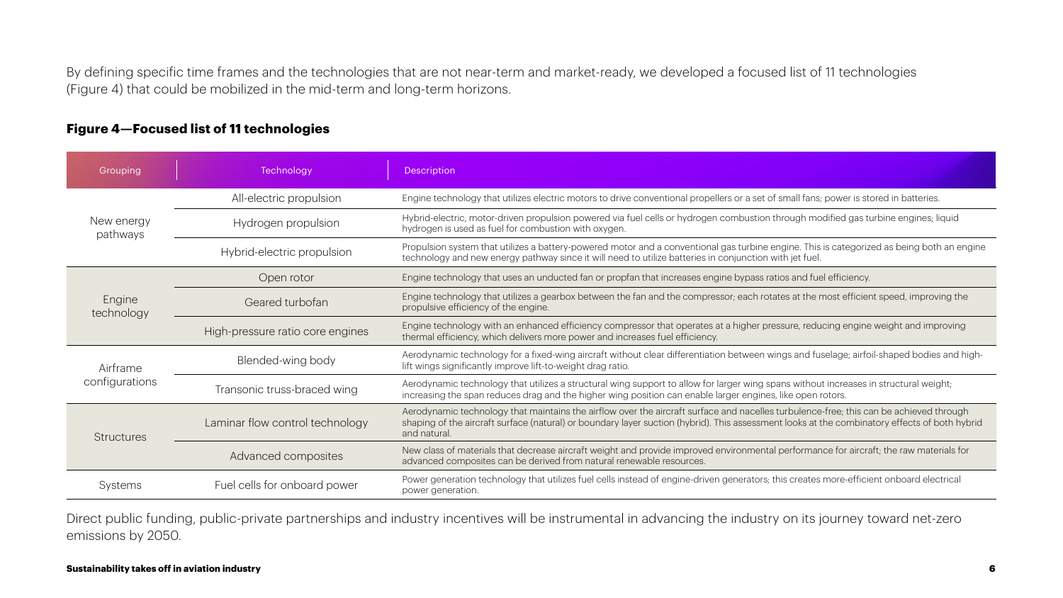By defining specific time frames and the technologies that are not near-term and market-ready, we developed a focused list of 11 technologies (Figure 4) that could be mobilized in the mid-term and long-term horizons.

**Figure 4—Focused list of 11 technologies**

| Grouping | Technology | Description |
|---|---|---|
| New energy pathways | All-electric propulsion | Engine technology that utilizes electric motors to drive conventional propellers or a set of small fans; power is stored in batteries. |
| | Hydrogen propulsion | Hybrid-electric, motor-driven propulsion powered via fuel cells or hydrogen combustion through modified gas turbine engines; liquid hydrogen is used as fuel for combustion with oxygen. |
| | Hybrid-electric propulsion | Propulsion system that utilizes a battery-powered motor and a conventional gas turbine engine. This is categorized as being both an engine technology and new energy pathway since it will need to utilize batteries in conjunction with jet fuel. |
| Engine technology | Open rotor | Engine technology that uses an unducted fan or propfan that increases engine bypass ratios and fuel efficiency. |
| | Geared turbofan | Engine technology that utilizes a gearbox between the fan and the compressor; each rotates at the most efficient speed, improving the propulsive efficiency of the engine. |
| | High-pressure ratio core engines | Engine technology with an enhanced efficiency compressor that operates at a higher pressure, reducing engine weight and improving thermal efficiency, which delivers more power and increases fuel efficiency. |
| Airframe configurations | Blended-wing body | Aerodynamic technology for a fixed-wing aircraft without clear differentiation between wings and fuselage; airfoil-shaped bodies and high-lift wings significantly improve lift-to-weight drag ratio. |
| | Transonic truss-braced wing | Aerodynamic technology that utilizes a structural wing support to allow for larger wing spans without increases in structural weight; increasing the span reduces drag and the higher wing position can enable larger engines, like open rotors. |
| Structures | Laminar flow control technology | Aerodynamic technology that maintains the airflow over the aircraft surface and nacelles turbulence-free; this can be achieved through shaping of the aircraft surface (natural) or boundary layer suction (hybrid). This assessment looks at the combinatory effects of both hybrid and natural. |
| | Advanced composites | New class of materials that decrease aircraft weight and provide improved environmental performance for aircraft; the raw materials for advanced composites can be derived from natural renewable resources. |
| Systems | Fuel cells for onboard power | Power generation technology that utilizes fuel cells instead of engine-driven generators; this creates more-efficient onboard electrical power generation. |

Direct public funding, public-private partnerships and industry incentives will be instrumental in advancing the industry on its journey toward net-zero emissions by 2050.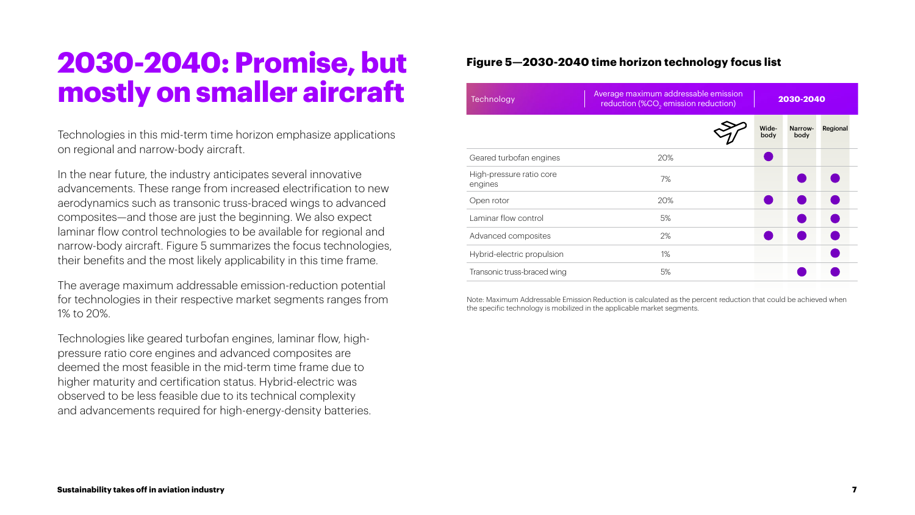# 2030-2040: Promise, but mostly on smaller aircraft

Technologies in this mid-term time horizon emphasize applications on regional and narrow-body aircraft.

In the near future, the industry anticipates several innovative advancements. These range from increased electrification to new aerodynamics such as transonic truss-braced wings to advanced composites—and those are just the beginning. We also expect laminar flow control technologies to be available for regional and narrow-body aircraft. Figure 5 summarizes the focus technologies, their benefits and the most likely applicability in this time frame.

The average maximum addressable emission-reduction potential for technologies in their respective market segments ranges from 1% to 20%.

Technologies like geared turbofan engines, laminar flow, high-pressure ratio core engines and advanced composites are deemed the most feasible in the mid-term time frame due to higher maturity and certification status. Hybrid-electric was observed to be less feasible due to its technical complexity and advancements required for high-energy-density batteries.

**Figure 5—2030-2040 time horizon technology focus list**

| Technology | Average maximum addressable emission reduction (% $CO_2$ emission reduction) | 2030-2040 | | |
|---|---|---|---|---|
| | | Wide-body | Narrow-body | Regional |
| Geared turbofan engines | 20% | ● | | |
| High-pressure ratio core engines | 7% | | ● | ● |
| Open rotor | 20% | ● | ● | ● |
| Laminar flow control | 5% | | ● | ● |
| Advanced composites | 2% | ● | ● | ● |
| Hybrid-electric propulsion | 1% | | | ● |
| Transonic truss-braced wing | 5% | | ● | ● |

Note: Maximum Addressable Emission Reduction is calculated as the percent reduction that could be achieved when the specific technology is mobilized in the applicable market segments.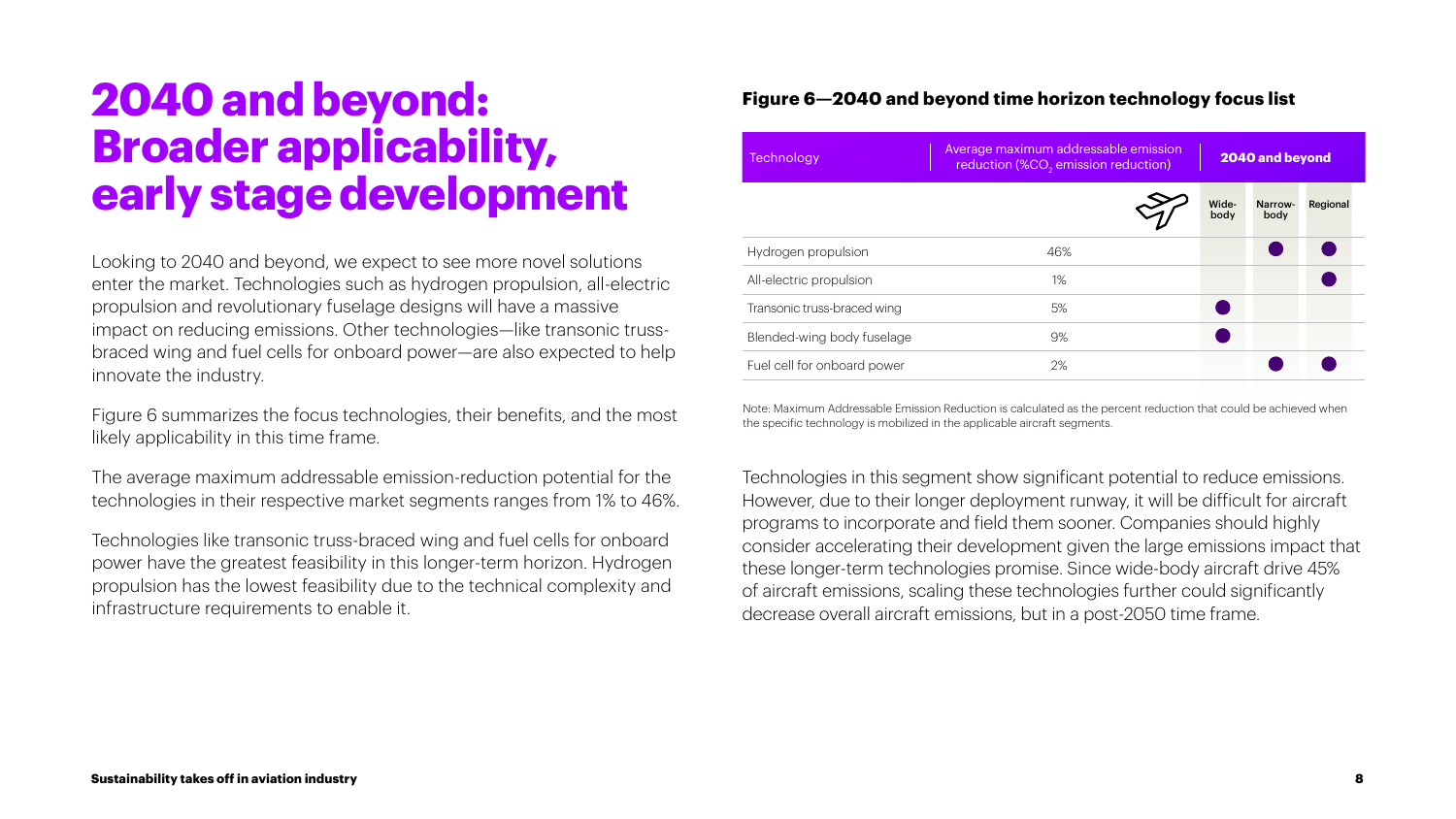# 2040 and beyond: Broader applicability, early stage development

Looking to 2040 and beyond, we expect to see more novel solutions enter the market. Technologies such as hydrogen propulsion, all-electric propulsion and revolutionary fuselage designs will have a massive impact on reducing emissions. Other technologies—like transonic truss-braced wing and fuel cells for onboard power—are also expected to help innovate the industry.

Figure 6 summarizes the focus technologies, their benefits, and the most likely applicability in this time frame.

The average maximum addressable emission-reduction potential for the technologies in their respective market segments ranges from 1% to 46%.

Technologies like transonic truss-braced wing and fuel cells for onboard power have the greatest feasibility in this longer-term horizon. Hydrogen propulsion has the lowest feasibility due to the technical complexity and infrastructure requirements to enable it.

**Figure 6—2040 and beyond time horizon technology focus list**

| Technology | Average maximum addressable emission reduction (% $CO_2$ emission reduction) | 2040 and beyond | | |
|---|---|---|---|---|
| | | Wide-body | Narrow-body | Regional |
| Hydrogen propulsion | 46% | | ● | ● |
| All-electric propulsion | 1% | | | ● |
| Transonic truss-braced wing | 5% | ● | | |
| Blended-wing body fuselage | 9% | ● | | |
| Fuel cell for onboard power | 2% | | ● | ● |

Note: Maximum Addressable Emission Reduction is calculated as the percent reduction that could be achieved when the specific technology is mobilized in the applicable aircraft segments.

Technologies in this segment show significant potential to reduce emissions. However, due to their longer deployment runway, it will be difficult for aircraft programs to incorporate and field them sooner. Companies should highly consider accelerating their development given the large emissions impact that these longer-term technologies promise. Since wide-body aircraft drive 45% of aircraft emissions, scaling these technologies further could significantly decrease overall aircraft emissions, but in a post-2050 time frame.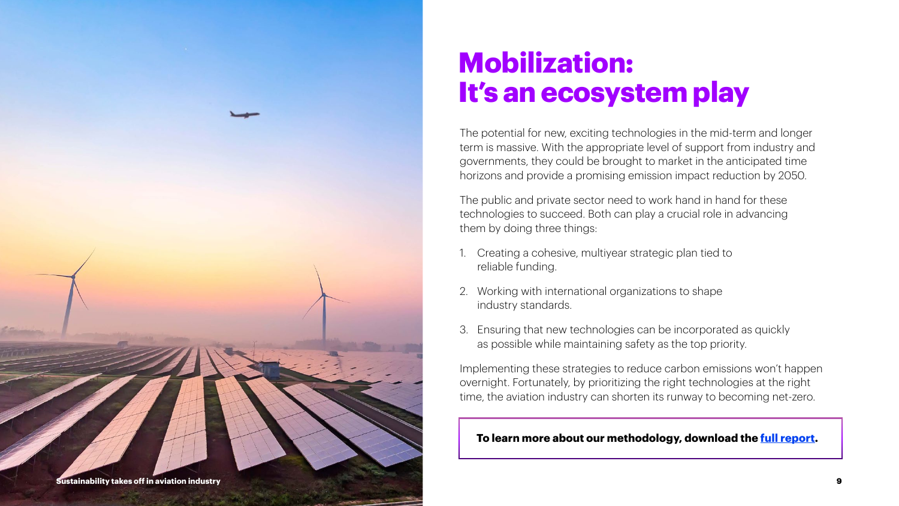# Mobilization: It's an ecosystem play

The potential for new, exciting technologies in the mid-term and longer term is massive. With the appropriate level of support from industry and governments, they could be brought to market in the anticipated time horizons and provide a promising emission impact reduction by 2050.

The public and private sector need to work hand in hand for these technologies to succeed. Both can play a crucial role in advancing them by doing three things:

1. Creating a cohesive, multiyear strategic plan tied to reliable funding.
2. Working with international organizations to shape industry standards.
3. Ensuring that new technologies can be incorporated as quickly as possible while maintaining safety as the top priority.

Implementing these strategies to reduce carbon emissions won't happen overnight. Fortunately, by prioritizing the right technologies at the right time, the aviation industry can shorten its runway to becoming net-zero.

**To learn more about our methodology, download the full report.**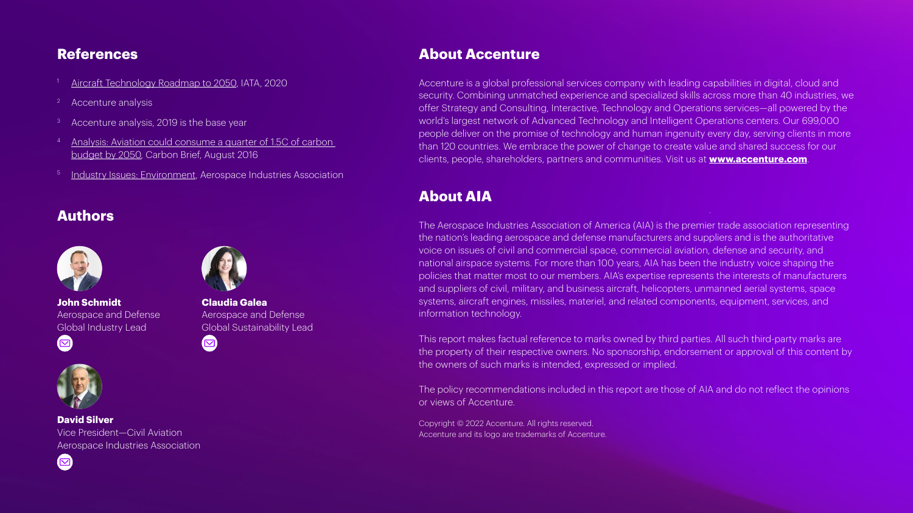## References

1. Aircraft Technology Roadmap to 2050, IATA, 2020
2. Accenture analysis
3. Accenture analysis, 2019 is the base year
4. Analysis: Aviation could consume a quarter of 1.5C of carbon budget by 2050, Carbon Brief, August 2016
5. Industry Issues: Environment, Aerospace Industries Association

## Authors

**John Schmidt**
Aerospace and Defense
Global Industry Lead

**Claudia Galea**
Aerospace and Defense
Global Sustainability Lead

**David Silver**
Vice President—Civil Aviation
Aerospace Industries Association

## About Accenture

Accenture is a global professional services company with leading capabilities in digital, cloud and security. Combining unmatched experience and specialized skills across more than 40 industries, we offer Strategy and Consulting, Interactive, Technology and Operations services—all powered by the world's largest network of Advanced Technology and Intelligent Operations centers. Our 699,000 people deliver on the promise of technology and human ingenuity every day, serving clients in more than 120 countries. We embrace the power of change to create value and shared success for our clients, people, shareholders, partners and communities. Visit us at **www.accenture.com**.

## About AIA

The Aerospace Industries Association of America (AIA) is the premier trade association representing the nation's leading aerospace and defense manufacturers and suppliers and is the authoritative voice on issues of civil and commercial space, commercial aviation, defense and security, and national airspace systems. For more than 100 years, AIA has been the industry voice shaping the policies that matter most to our members. AIA's expertise represents the interests of manufacturers and suppliers of civil, military, and business aircraft, helicopters, unmanned aerial systems, space systems, aircraft engines, missiles, materiel, and related components, equipment, services, and information technology.

This report makes factual reference to marks owned by third parties. All such third-party marks are the property of their respective owners. No sponsorship, endorsement or approval of this content by the owners of such marks is intended, expressed or implied.

The policy recommendations included in this report are those of AIA and do not reflect the opinions or views of Accenture.

Copyright © 2022 Accenture. All rights reserved.
Accenture and its logo are trademarks of Accenture.